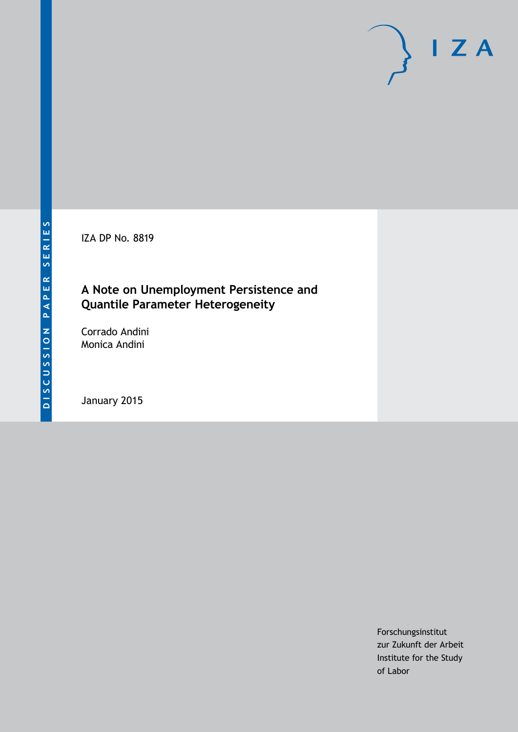DISCUSSION PAPER SERIES

IZA DP No. 8819

# A Note on Unemployment Persistence and Quantile Parameter Heterogeneity

Corrado Andini
Monica Andini

January 2015

Forschungsinstitut
zur Zukunft der Arbeit
Institute for the Study
of Labor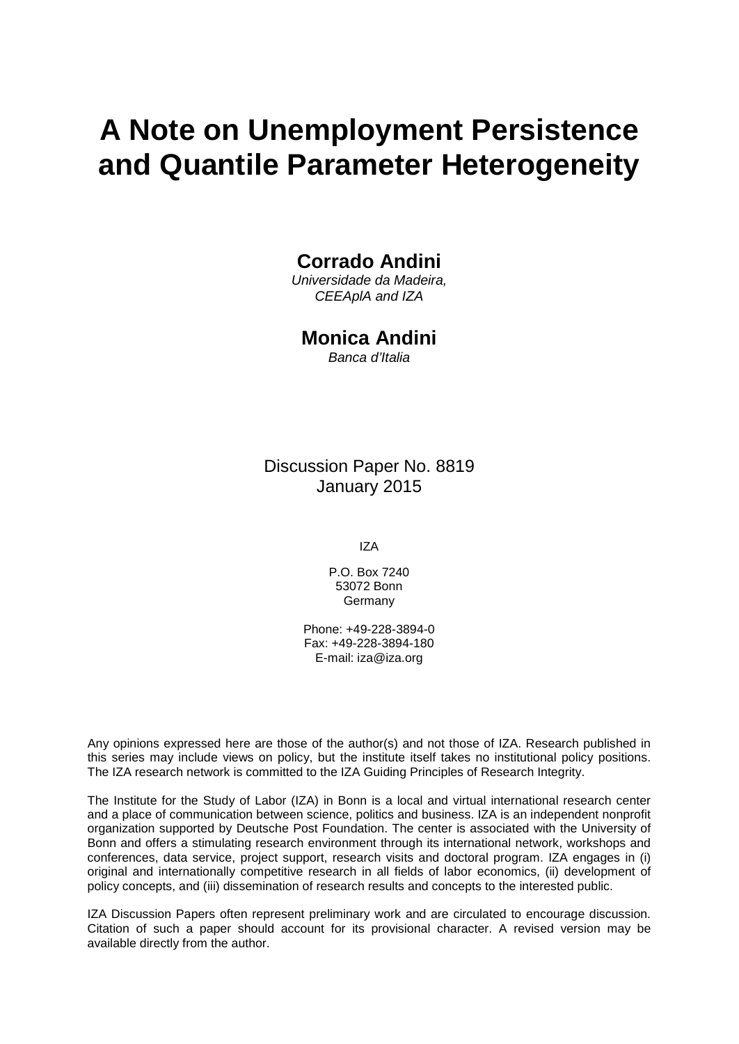# A Note on Unemployment Persistence and Quantile Parameter Heterogeneity

**Corrado Andini**

*Universidade da Madeira, CEEAplA and IZA*

**Monica Andini**

*Banca d'Italia*

Discussion Paper No. 8819
January 2015

IZA

P.O. Box 7240
53072 Bonn
Germany

Phone: +49-228-3894-0
Fax: +49-228-3894-180
E-mail: iza@iza.org

Any opinions expressed here are those of the author(s) and not those of IZA. Research published in this series may include views on policy, but the institute itself takes no institutional policy positions. The IZA research network is committed to the IZA Guiding Principles of Research Integrity.

The Institute for the Study of Labor (IZA) in Bonn is a local and virtual international research center and a place of communication between science, politics and business. IZA is an independent nonprofit organization supported by Deutsche Post Foundation. The center is associated with the University of Bonn and offers a stimulating research environment through its international network, workshops and conferences, data service, project support, research visits and doctoral program. IZA engages in (i) original and internationally competitive research in all fields of labor economics, (ii) development of policy concepts, and (iii) dissemination of research results and concepts to the interested public.

IZA Discussion Papers often represent preliminary work and are circulated to encourage discussion. Citation of such a paper should account for its provisional character. A revised version may be available directly from the author.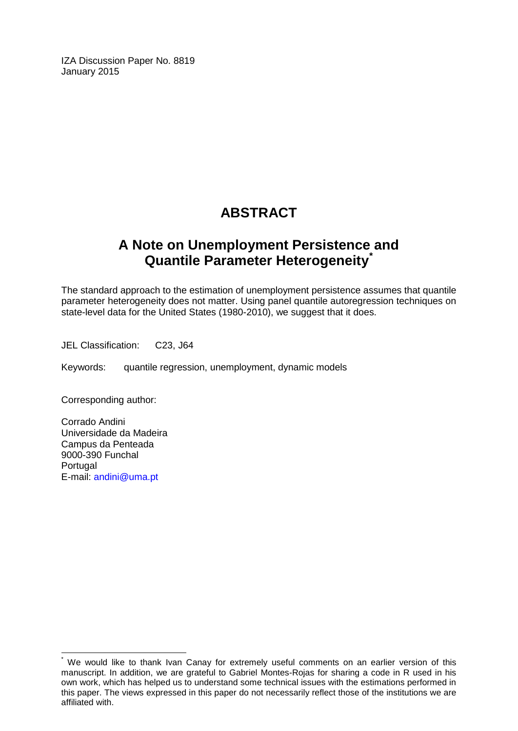IZA Discussion Paper No. 8819
January 2015

# ABSTRACT

## A Note on Unemployment Persistence and Quantile Parameter Heterogeneity[*]

The standard approach to the estimation of unemployment persistence assumes that quantile parameter heterogeneity does not matter. Using panel quantile autoregression techniques on state-level data for the United States (1980-2010), we suggest that it does.

JEL Classification: C23, J64

Keywords: quantile regression, unemployment, dynamic models

Corresponding author:

Corrado Andini
Universidade da Madeira
Campus da Penteada
9000-390 Funchal
Portugal
E-mail: andini@uma.pt

---

[*] We would like to thank Ivan Canay for extremely useful comments on an earlier version of this manuscript. In addition, we are grateful to Gabriel Montes-Rojas for sharing a code in R used in his own work, which has helped us to understand some technical issues with the estimations performed in this paper. The views expressed in this paper do not necessarily reflect those of the institutions we are affiliated with.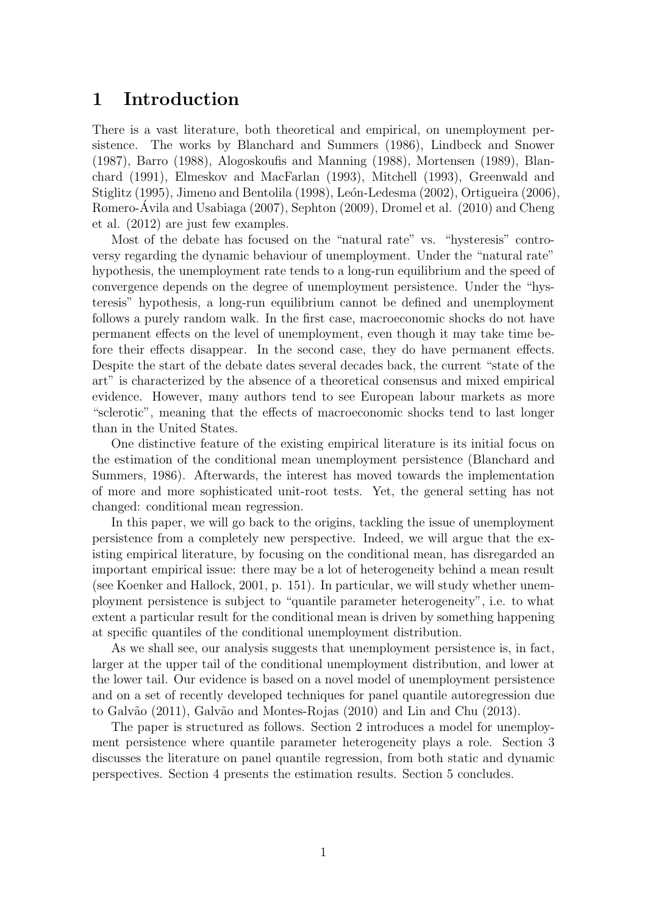# 1 Introduction

There is a vast literature, both theoretical and empirical, on unemployment persistence. The works by Blanchard and Summers (1986), Lindbeck and Snower (1987), Barro (1988), Alogoskoufis and Manning (1988), Mortensen (1989), Blanchard (1991), Elmeskov and MacFarlan (1993), Mitchell (1993), Greenwald and Stiglitz (1995), Jimeno and Bentolila (1998), León-Ledesma (2002), Ortigueira (2006), Romero-Ávila and Usabiaga (2007), Sephton (2009), Dromel et al. (2010) and Cheng et al. (2012) are just few examples.

Most of the debate has focused on the "natural rate" vs. "hysteresis" controversy regarding the dynamic behaviour of unemployment. Under the "natural rate" hypothesis, the unemployment rate tends to a long-run equilibrium and the speed of convergence depends on the degree of unemployment persistence. Under the "hysteresis" hypothesis, a long-run equilibrium cannot be defined and unemployment follows a purely random walk. In the first case, macroeconomic shocks do not have permanent effects on the level of unemployment, even though it may take time before their effects disappear. In the second case, they do have permanent effects. Despite the start of the debate dates several decades back, the current "state of the art" is characterized by the absence of a theoretical consensus and mixed empirical evidence. However, many authors tend to see European labour markets as more "sclerotic", meaning that the effects of macroeconomic shocks tend to last longer than in the United States.

One distinctive feature of the existing empirical literature is its initial focus on the estimation of the conditional mean unemployment persistence (Blanchard and Summers, 1986). Afterwards, the interest has moved towards the implementation of more and more sophisticated unit-root tests. Yet, the general setting has not changed: conditional mean regression.

In this paper, we will go back to the origins, tackling the issue of unemployment persistence from a completely new perspective. Indeed, we will argue that the existing empirical literature, by focusing on the conditional mean, has disregarded an important empirical issue: there may be a lot of heterogeneity behind a mean result (see Koenker and Hallock, 2001, p. 151). In particular, we will study whether unemployment persistence is subject to "quantile parameter heterogeneity", i.e. to what extent a particular result for the conditional mean is driven by something happening at specific quantiles of the conditional unemployment distribution.

As we shall see, our analysis suggests that unemployment persistence is, in fact, larger at the upper tail of the conditional unemployment distribution, and lower at the lower tail. Our evidence is based on a novel model of unemployment persistence and on a set of recently developed techniques for panel quantile autoregression due to Galvão (2011), Galvão and Montes-Rojas (2010) and Lin and Chu (2013).

The paper is structured as follows. Section 2 introduces a model for unemployment persistence where quantile parameter heterogeneity plays a role. Section 3 discusses the literature on panel quantile regression, from both static and dynamic perspectives. Section 4 presents the estimation results. Section 5 concludes.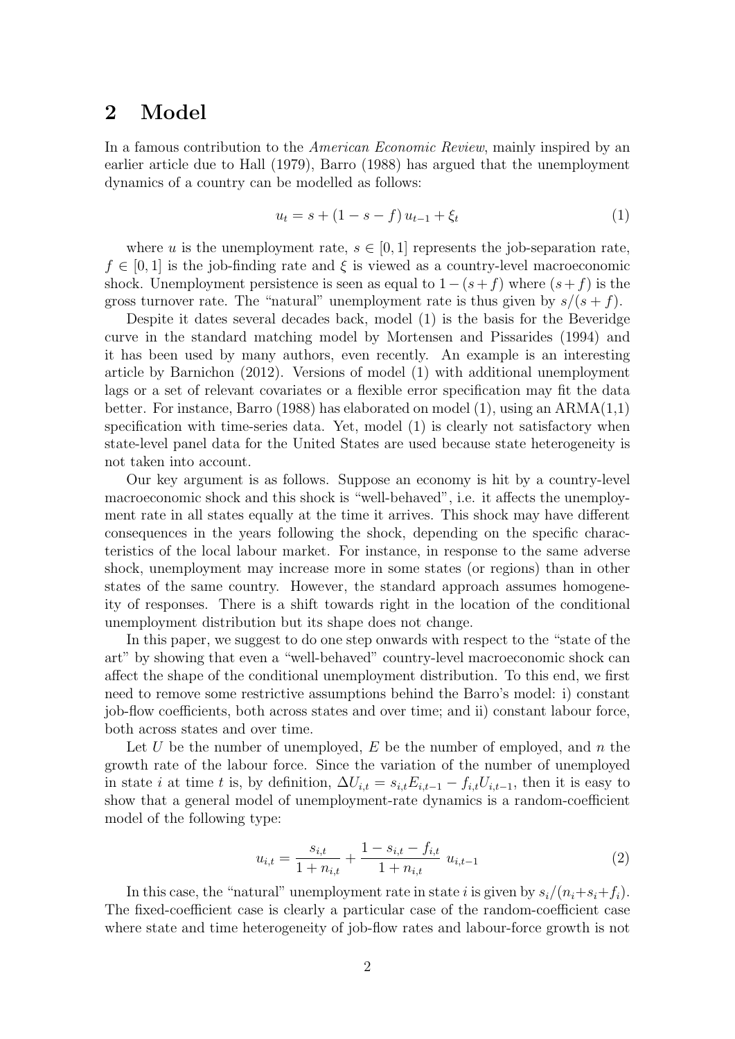## 2 Model

In a famous contribution to the *American Economic Review*, mainly inspired by an earlier article due to Hall (1979), Barro (1988) has argued that the unemployment dynamics of a country can be modelled as follows:

$$u_t = s + (1 - s - f)\, u_{t-1} + \xi_t \tag{1}$$

where $u$ is the unemployment rate, $s \in [0, 1]$ represents the job-separation rate, $f \in [0, 1]$ is the job-finding rate and $\xi$ is viewed as a country-level macroeconomic shock. Unemployment persistence is seen as equal to $1-(s+f)$ where $(s+f)$ is the gross turnover rate. The "natural" unemployment rate is thus given by $s/(s + f)$.

Despite it dates several decades back, model (1) is the basis for the Beveridge curve in the standard matching model by Mortensen and Pissarides (1994) and it has been used by many authors, even recently. An example is an interesting article by Barnichon (2012). Versions of model (1) with additional unemployment lags or a set of relevant covariates or a flexible error specification may fit the data better. For instance, Barro (1988) has elaborated on model (1), using an ARMA(1,1) specification with time-series data. Yet, model (1) is clearly not satisfactory when state-level panel data for the United States are used because state heterogeneity is not taken into account.

Our key argument is as follows. Suppose an economy is hit by a country-level macroeconomic shock and this shock is "well-behaved", i.e. it affects the unemployment rate in all states equally at the time it arrives. This shock may have different consequences in the years following the shock, depending on the specific characteristics of the local labour market. For instance, in response to the same adverse shock, unemployment may increase more in some states (or regions) than in other states of the same country. However, the standard approach assumes homogeneity of responses. There is a shift towards right in the location of the conditional unemployment distribution but its shape does not change.

In this paper, we suggest to do one step onwards with respect to the "state of the art" by showing that even a "well-behaved" country-level macroeconomic shock can affect the shape of the conditional unemployment distribution. To this end, we first need to remove some restrictive assumptions behind the Barro's model: i) constant job-flow coefficients, both across states and over time; and ii) constant labour force, both across states and over time.

Let $U$ be the number of unemployed, $E$ be the number of employed, and $n$ the growth rate of the labour force. Since the variation of the number of unemployed in state $i$ at time $t$ is, by definition, $\Delta U_{i,t} = s_{i,t}E_{i,t-1} - f_{i,t}U_{i,t-1}$, then it is easy to show that a general model of unemployment-rate dynamics is a random-coefficient model of the following type:

$$u_{i,t} = \frac{s_{i,t}}{1 + n_{i,t}} + \frac{1 - s_{i,t} - f_{i,t}}{1 + n_{i,t}}\; u_{i,t-1} \tag{2}$$

In this case, the "natural" unemployment rate in state $i$ is given by $s_i/(n_i+s_i+f_i)$. The fixed-coefficient case is clearly a particular case of the random-coefficient case where state and time heterogeneity of job-flow rates and labour-force growth is not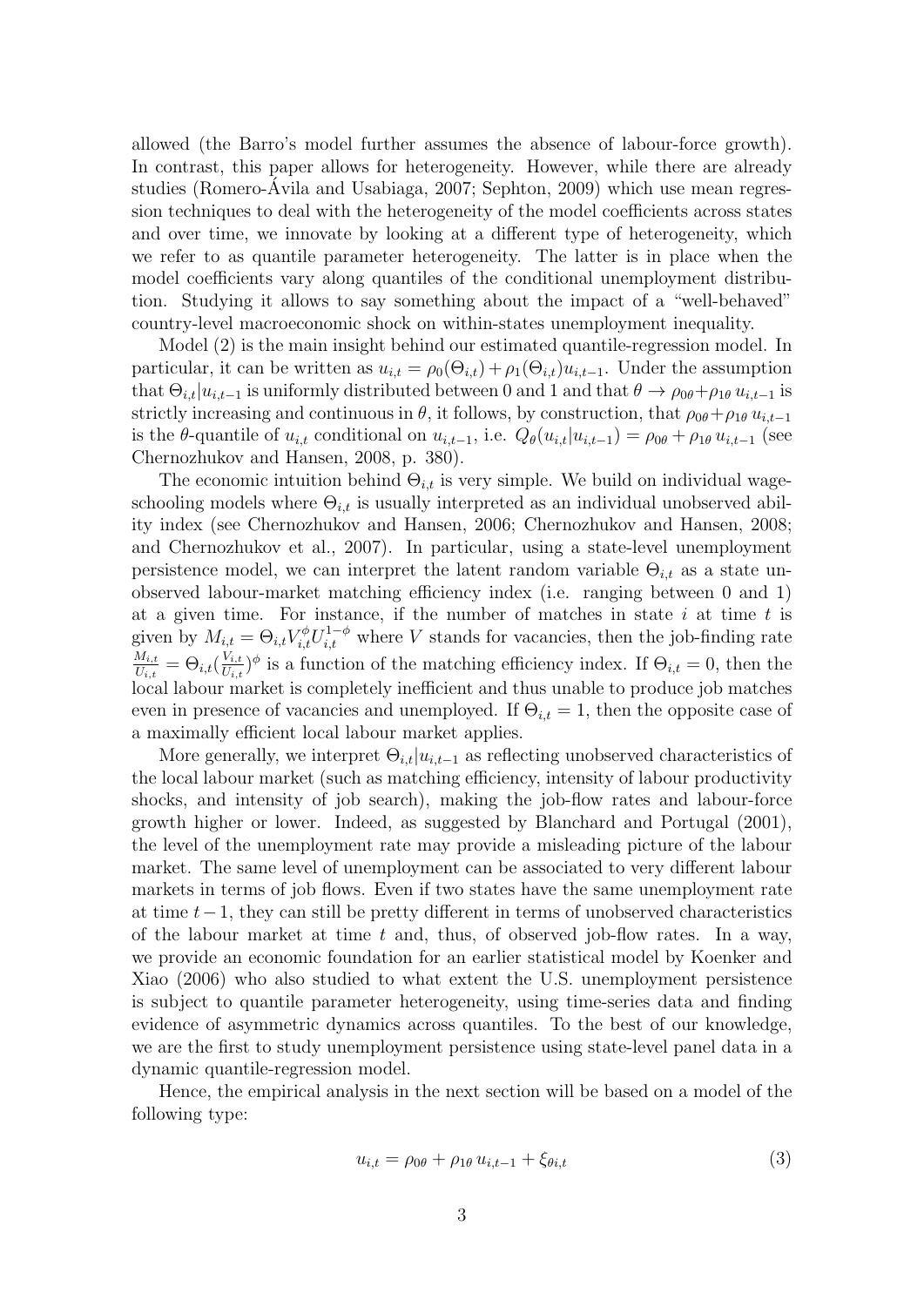allowed (the Barro's model further assumes the absence of labour-force growth). In contrast, this paper allows for heterogeneity. However, while there are already studies (Romero-Ávila and Usabiaga, 2007; Sephton, 2009) which use mean regression techniques to deal with the heterogeneity of the model coefficients across states and over time, we innovate by looking at a different type of heterogeneity, which we refer to as quantile parameter heterogeneity. The latter is in place when the model coefficients vary along quantiles of the conditional unemployment distribution. Studying it allows to say something about the impact of a "well-behaved" country-level macroeconomic shock on within-states unemployment inequality.

Model (2) is the main insight behind our estimated quantile-regression model. In particular, it can be written as $u_{i,t} = \rho_0(\Theta_{i,t}) + \rho_1(\Theta_{i,t})u_{i,t-1}$. Under the assumption that $\Theta_{i,t}|u_{i,t-1}$ is uniformly distributed between 0 and 1 and that $\theta \rightarrow \rho_{0\theta} + \rho_{1\theta}\, u_{i,t-1}$ is strictly increasing and continuous in $\theta$, it follows, by construction, that $\rho_{0\theta} + \rho_{1\theta}\, u_{i,t-1}$ is the $\theta$-quantile of $u_{i,t}$ conditional on $u_{i,t-1}$, i.e. $Q_\theta(u_{i,t}|u_{i,t-1}) = \rho_{0\theta} + \rho_{1\theta}\, u_{i,t-1}$ (see Chernozhukov and Hansen, 2008, p. 380).

The economic intuition behind $\Theta_{i,t}$ is very simple. We build on individual wage-schooling models where $\Theta_{i,t}$ is usually interpreted as an individual unobserved ability index (see Chernozhukov and Hansen, 2006; Chernozhukov and Hansen, 2008; and Chernozhukov et al., 2007). In particular, using a state-level unemployment persistence model, we can interpret the latent random variable $\Theta_{i,t}$ as a state unobserved labour-market matching efficiency index (i.e. ranging between 0 and 1) at a given time. For instance, if the number of matches in state $i$ at time $t$ is given by $M_{i,t} = \Theta_{i,t} V_{i,t}^{\phi} U_{i,t}^{1-\phi}$ where $V$ stands for vacancies, then the job-finding rate $\frac{M_{i,t}}{U_{i,t}} = \Theta_{i,t}(\frac{V_{i,t}}{U_{i,t}})^{\phi}$ is a function of the matching efficiency index. If $\Theta_{i,t} = 0$, then the local labour market is completely inefficient and thus unable to produce job matches even in presence of vacancies and unemployed. If $\Theta_{i,t} = 1$, then the opposite case of a maximally efficient local labour market applies.

More generally, we interpret $\Theta_{i,t}|u_{i,t-1}$ as reflecting unobserved characteristics of the local labour market (such as matching efficiency, intensity of labour productivity shocks, and intensity of job search), making the job-flow rates and labour-force growth higher or lower. Indeed, as suggested by Blanchard and Portugal (2001), the level of the unemployment rate may provide a misleading picture of the labour market. The same level of unemployment can be associated to very different labour markets in terms of job flows. Even if two states have the same unemployment rate at time $t-1$, they can still be pretty different in terms of unobserved characteristics of the labour market at time $t$ and, thus, of observed job-flow rates. In a way, we provide an economic foundation for an earlier statistical model by Koenker and Xiao (2006) who also studied to what extent the U.S. unemployment persistence is subject to quantile parameter heterogeneity, using time-series data and finding evidence of asymmetric dynamics across quantiles. To the best of our knowledge, we are the first to study unemployment persistence using state-level panel data in a dynamic quantile-regression model.

Hence, the empirical analysis in the next section will be based on a model of the following type:

$$u_{i,t} = \rho_{0\theta} + \rho_{1\theta}\, u_{i,t-1} + \xi_{\theta i,t} \tag{3}$$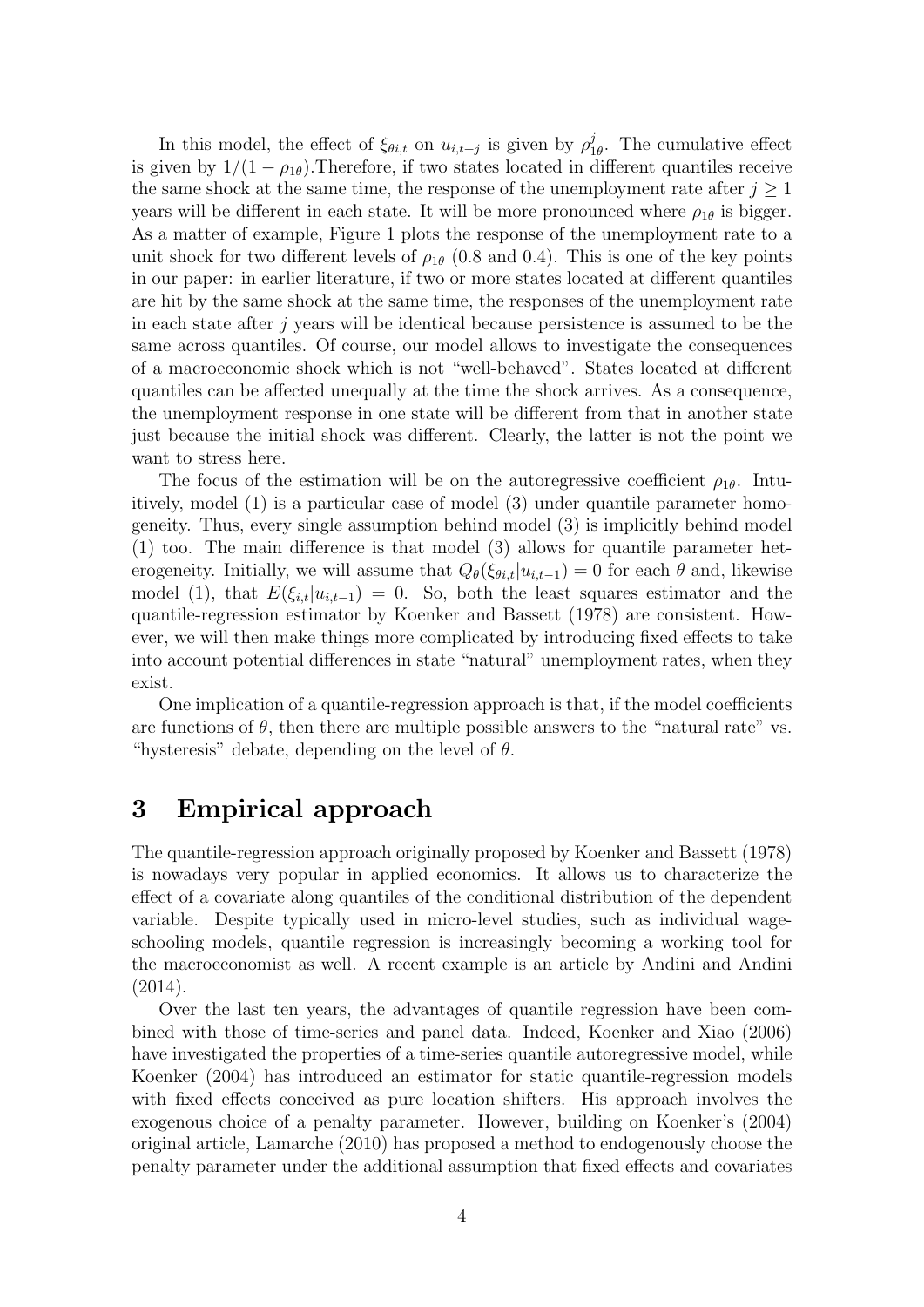In this model, the effect of $\xi_{\theta i,t}$ on $u_{i,t+j}$ is given by $\rho_{1\theta}^{j}$. The cumulative effect is given by $1/(1-\rho_{1\theta})$.Therefore, if two states located in different quantiles receive the same shock at the same time, the response of the unemployment rate after $j \geq 1$ years will be different in each state. It will be more pronounced where $\rho_{1\theta}$ is bigger. As a matter of example, Figure 1 plots the response of the unemployment rate to a unit shock for two different levels of $\rho_{1\theta}$ (0.8 and 0.4). This is one of the key points in our paper: in earlier literature, if two or more states located at different quantiles are hit by the same shock at the same time, the responses of the unemployment rate in each state after $j$ years will be identical because persistence is assumed to be the same across quantiles. Of course, our model allows to investigate the consequences of a macroeconomic shock which is not "well-behaved". States located at different quantiles can be affected unequally at the time the shock arrives. As a consequence, the unemployment response in one state will be different from that in another state just because the initial shock was different. Clearly, the latter is not the point we want to stress here.

The focus of the estimation will be on the autoregressive coefficient $\rho_{1\theta}$. Intuitively, model (1) is a particular case of model (3) under quantile parameter homogeneity. Thus, every single assumption behind model (3) is implicitly behind model (1) too. The main difference is that model (3) allows for quantile parameter heterogeneity. Initially, we will assume that $Q_{\theta}(\xi_{\theta i,t}|u_{i,t-1}) = 0$ for each $\theta$ and, likewise model (1), that $E(\xi_{i,t}|u_{i,t-1}) = 0$. So, both the least squares estimator and the quantile-regression estimator by Koenker and Bassett (1978) are consistent. However, we will then make things more complicated by introducing fixed effects to take into account potential differences in state "natural" unemployment rates, when they exist.

One implication of a quantile-regression approach is that, if the model coefficients are functions of $\theta$, then there are multiple possible answers to the "natural rate" vs. "hysteresis" debate, depending on the level of $\theta$.

# 3 Empirical approach

The quantile-regression approach originally proposed by Koenker and Bassett (1978) is nowadays very popular in applied economics. It allows us to characterize the effect of a covariate along quantiles of the conditional distribution of the dependent variable. Despite typically used in micro-level studies, such as individual wage-schooling models, quantile regression is increasingly becoming a working tool for the macroeconomist as well. A recent example is an article by Andini and Andini (2014).

Over the last ten years, the advantages of quantile regression have been combined with those of time-series and panel data. Indeed, Koenker and Xiao (2006) have investigated the properties of a time-series quantile autoregressive model, while Koenker (2004) has introduced an estimator for static quantile-regression models with fixed effects conceived as pure location shifters. His approach involves the exogenous choice of a penalty parameter. However, building on Koenker's (2004) original article, Lamarche (2010) has proposed a method to endogenously choose the penalty parameter under the additional assumption that fixed effects and covariates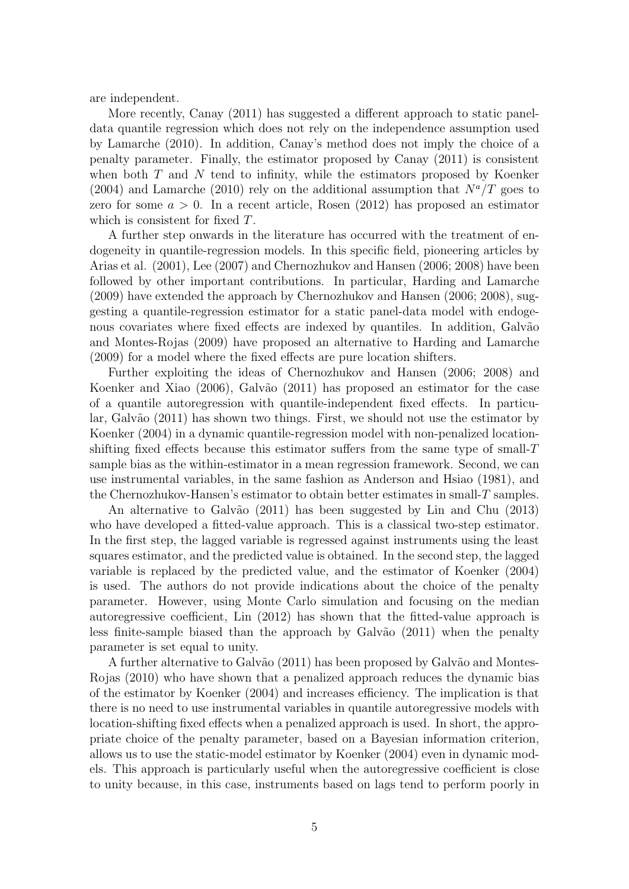are independent.

More recently, Canay (2011) has suggested a different approach to static panel-data quantile regression which does not rely on the independence assumption used by Lamarche (2010). In addition, Canay's method does not imply the choice of a penalty parameter. Finally, the estimator proposed by Canay (2011) is consistent when both $T$ and $N$ tend to infinity, while the estimators proposed by Koenker (2004) and Lamarche (2010) rely on the additional assumption that $N^a/T$ goes to zero for some $a > 0$. In a recent article, Rosen (2012) has proposed an estimator which is consistent for fixed $T$.

A further step onwards in the literature has occurred with the treatment of endogeneity in quantile-regression models. In this specific field, pioneering articles by Arias et al. (2001), Lee (2007) and Chernozhukov and Hansen (2006; 2008) have been followed by other important contributions. In particular, Harding and Lamarche (2009) have extended the approach by Chernozhukov and Hansen (2006; 2008), suggesting a quantile-regression estimator for a static panel-data model with endogenous covariates where fixed effects are indexed by quantiles. In addition, Galvão and Montes-Rojas (2009) have proposed an alternative to Harding and Lamarche (2009) for a model where the fixed effects are pure location shifters.

Further exploiting the ideas of Chernozhukov and Hansen (2006; 2008) and Koenker and Xiao (2006), Galvão (2011) has proposed an estimator for the case of a quantile autoregression with quantile-independent fixed effects. In particular, Galvão (2011) has shown two things. First, we should not use the estimator by Koenker (2004) in a dynamic quantile-regression model with non-penalized location-shifting fixed effects because this estimator suffers from the same type of small-$T$ sample bias as the within-estimator in a mean regression framework. Second, we can use instrumental variables, in the same fashion as Anderson and Hsiao (1981), and the Chernozhukov-Hansen's estimator to obtain better estimates in small-$T$ samples.

An alternative to Galvão (2011) has been suggested by Lin and Chu (2013) who have developed a fitted-value approach. This is a classical two-step estimator. In the first step, the lagged variable is regressed against instruments using the least squares estimator, and the predicted value is obtained. In the second step, the lagged variable is replaced by the predicted value, and the estimator of Koenker (2004) is used. The authors do not provide indications about the choice of the penalty parameter. However, using Monte Carlo simulation and focusing on the median autoregressive coefficient, Lin (2012) has shown that the fitted-value approach is less finite-sample biased than the approach by Galvão (2011) when the penalty parameter is set equal to unity.

A further alternative to Galvão (2011) has been proposed by Galvão and Montes-Rojas (2010) who have shown that a penalized approach reduces the dynamic bias of the estimator by Koenker (2004) and increases efficiency. The implication is that there is no need to use instrumental variables in quantile autoregressive models with location-shifting fixed effects when a penalized approach is used. In short, the appropriate choice of the penalty parameter, based on a Bayesian information criterion, allows us to use the static-model estimator by Koenker (2004) even in dynamic models. This approach is particularly useful when the autoregressive coefficient is close to unity because, in this case, instruments based on lags tend to perform poorly in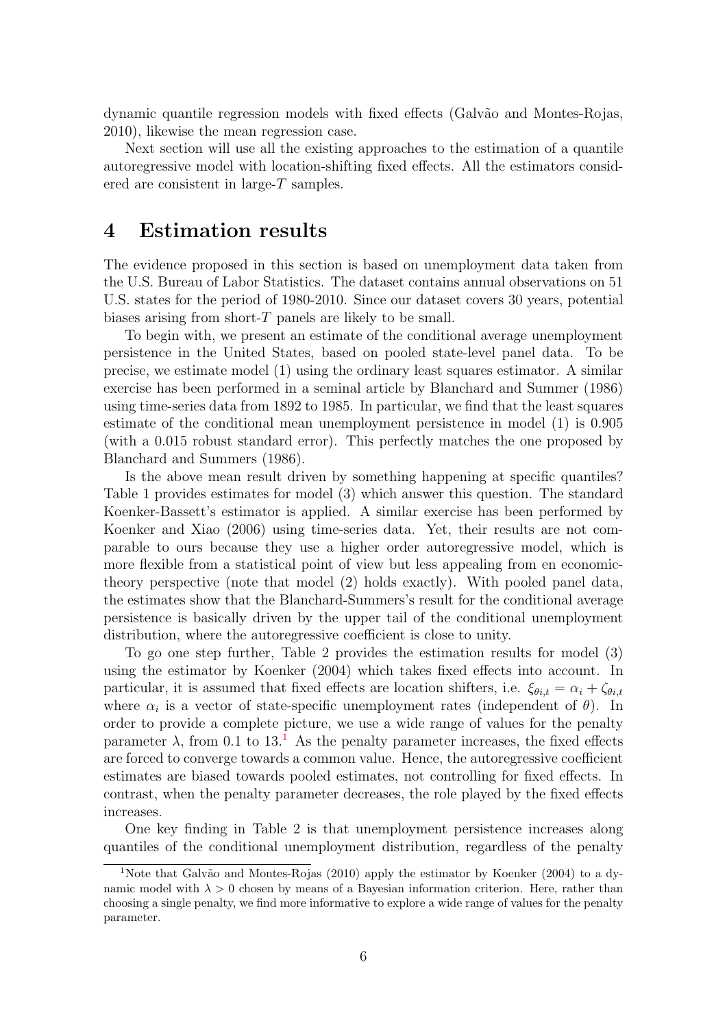dynamic quantile regression models with fixed effects (Galvão and Montes-Rojas, 2010), likewise the mean regression case.

Next section will use all the existing approaches to the estimation of a quantile autoregressive model with location-shifting fixed effects. All the estimators considered are consistent in large-$T$ samples.

# 4 Estimation results

The evidence proposed in this section is based on unemployment data taken from the U.S. Bureau of Labor Statistics. The dataset contains annual observations on 51 U.S. states for the period of 1980-2010. Since our dataset covers 30 years, potential biases arising from short-$T$ panels are likely to be small.

To begin with, we present an estimate of the conditional average unemployment persistence in the United States, based on pooled state-level panel data. To be precise, we estimate model (1) using the ordinary least squares estimator. A similar exercise has been performed in a seminal article by Blanchard and Summer (1986) using time-series data from 1892 to 1985. In particular, we find that the least squares estimate of the conditional mean unemployment persistence in model (1) is 0.905 (with a 0.015 robust standard error). This perfectly matches the one proposed by Blanchard and Summers (1986).

Is the above mean result driven by something happening at specific quantiles? Table 1 provides estimates for model (3) which answer this question. The standard Koenker-Bassett's estimator is applied. A similar exercise has been performed by Koenker and Xiao (2006) using time-series data. Yet, their results are not comparable to ours because they use a higher order autoregressive model, which is more flexible from a statistical point of view but less appealing from en economic-theory perspective (note that model (2) holds exactly). With pooled panel data, the estimates show that the Blanchard-Summers's result for the conditional average persistence is basically driven by the upper tail of the conditional unemployment distribution, where the autoregressive coefficient is close to unity.

To go one step further, Table 2 provides the estimation results for model (3) using the estimator by Koenker (2004) which takes fixed effects into account. In particular, it is assumed that fixed effects are location shifters, i.e. $\xi_{\theta i,t} = \alpha_i + \zeta_{\theta i,t}$ where $\alpha_i$ is a vector of state-specific unemployment rates (independent of $\theta$). In order to provide a complete picture, we use a wide range of values for the penalty parameter $\lambda$, from 0.1 to 13.[1] As the penalty parameter increases, the fixed effects are forced to converge towards a common value. Hence, the autoregressive coefficient estimates are biased towards pooled estimates, not controlling for fixed effects. In contrast, when the penalty parameter decreases, the role played by the fixed effects increases.

One key finding in Table 2 is that unemployment persistence increases along quantiles of the conditional unemployment distribution, regardless of the penalty

[1] Note that Galvão and Montes-Rojas (2010) apply the estimator by Koenker (2004) to a dynamic model with $\lambda > 0$ chosen by means of a Bayesian information criterion. Here, rather than choosing a single penalty, we find more informative to explore a wide range of values for the penalty parameter.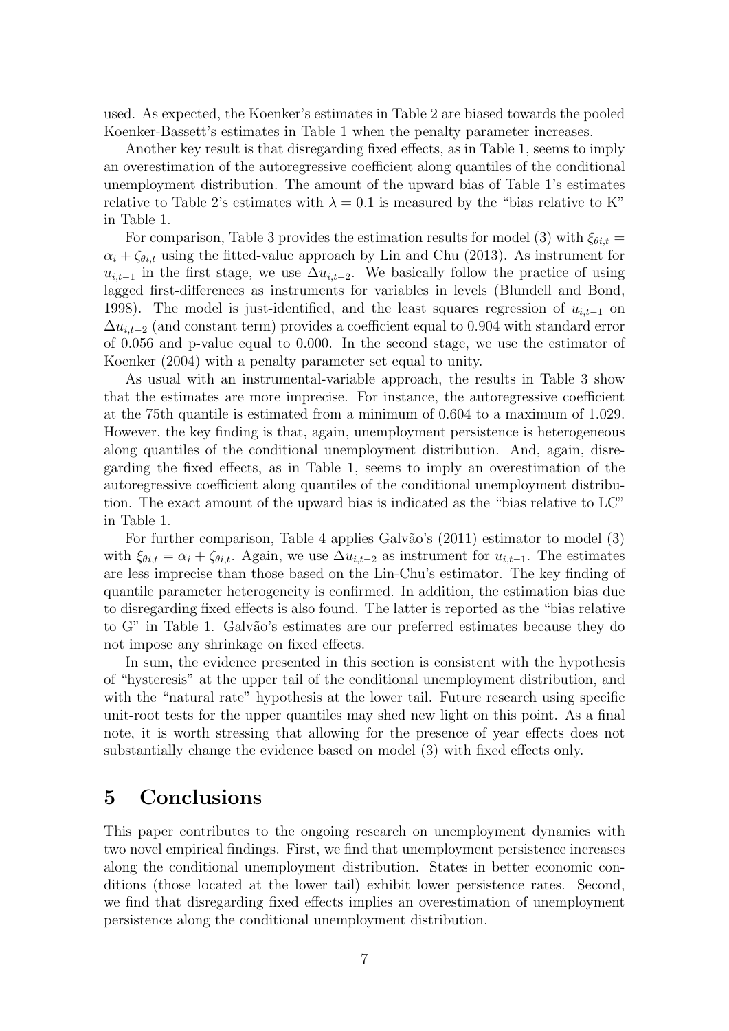used. As expected, the Koenker's estimates in Table 2 are biased towards the pooled Koenker-Bassett's estimates in Table 1 when the penalty parameter increases.

Another key result is that disregarding fixed effects, as in Table 1, seems to imply an overestimation of the autoregressive coefficient along quantiles of the conditional unemployment distribution. The amount of the upward bias of Table 1's estimates relative to Table 2's estimates with $\lambda = 0.1$ is measured by the "bias relative to K" in Table 1.

For comparison, Table 3 provides the estimation results for model (3) with $\xi_{\theta i,t} = \alpha_i + \zeta_{\theta i,t}$ using the fitted-value approach by Lin and Chu (2013). As instrument for $u_{i,t-1}$ in the first stage, we use $\Delta u_{i,t-2}$. We basically follow the practice of using lagged first-differences as instruments for variables in levels (Blundell and Bond, 1998). The model is just-identified, and the least squares regression of $u_{i,t-1}$ on $\Delta u_{i,t-2}$ (and constant term) provides a coefficient equal to 0.904 with standard error of 0.056 and p-value equal to 0.000. In the second stage, we use the estimator of Koenker (2004) with a penalty parameter set equal to unity.

As usual with an instrumental-variable approach, the results in Table 3 show that the estimates are more imprecise. For instance, the autoregressive coefficient at the 75th quantile is estimated from a minimum of 0.604 to a maximum of 1.029. However, the key finding is that, again, unemployment persistence is heterogeneous along quantiles of the conditional unemployment distribution. And, again, disregarding the fixed effects, as in Table 1, seems to imply an overestimation of the autoregressive coefficient along quantiles of the conditional unemployment distribution. The exact amount of the upward bias is indicated as the "bias relative to LC" in Table 1.

For further comparison, Table 4 applies Galvão's (2011) estimator to model (3) with $\xi_{\theta i,t} = \alpha_i + \zeta_{\theta i,t}$. Again, we use $\Delta u_{i,t-2}$ as instrument for $u_{i,t-1}$. The estimates are less imprecise than those based on the Lin-Chu's estimator. The key finding of quantile parameter heterogeneity is confirmed. In addition, the estimation bias due to disregarding fixed effects is also found. The latter is reported as the "bias relative to G" in Table 1. Galvão's estimates are our preferred estimates because they do not impose any shrinkage on fixed effects.

In sum, the evidence presented in this section is consistent with the hypothesis of "hysteresis" at the upper tail of the conditional unemployment distribution, and with the "natural rate" hypothesis at the lower tail. Future research using specific unit-root tests for the upper quantiles may shed new light on this point. As a final note, it is worth stressing that allowing for the presence of year effects does not substantially change the evidence based on model (3) with fixed effects only.

# 5 Conclusions

This paper contributes to the ongoing research on unemployment dynamics with two novel empirical findings. First, we find that unemployment persistence increases along the conditional unemployment distribution. States in better economic conditions (those located at the lower tail) exhibit lower persistence rates. Second, we find that disregarding fixed effects implies an overestimation of unemployment persistence along the conditional unemployment distribution.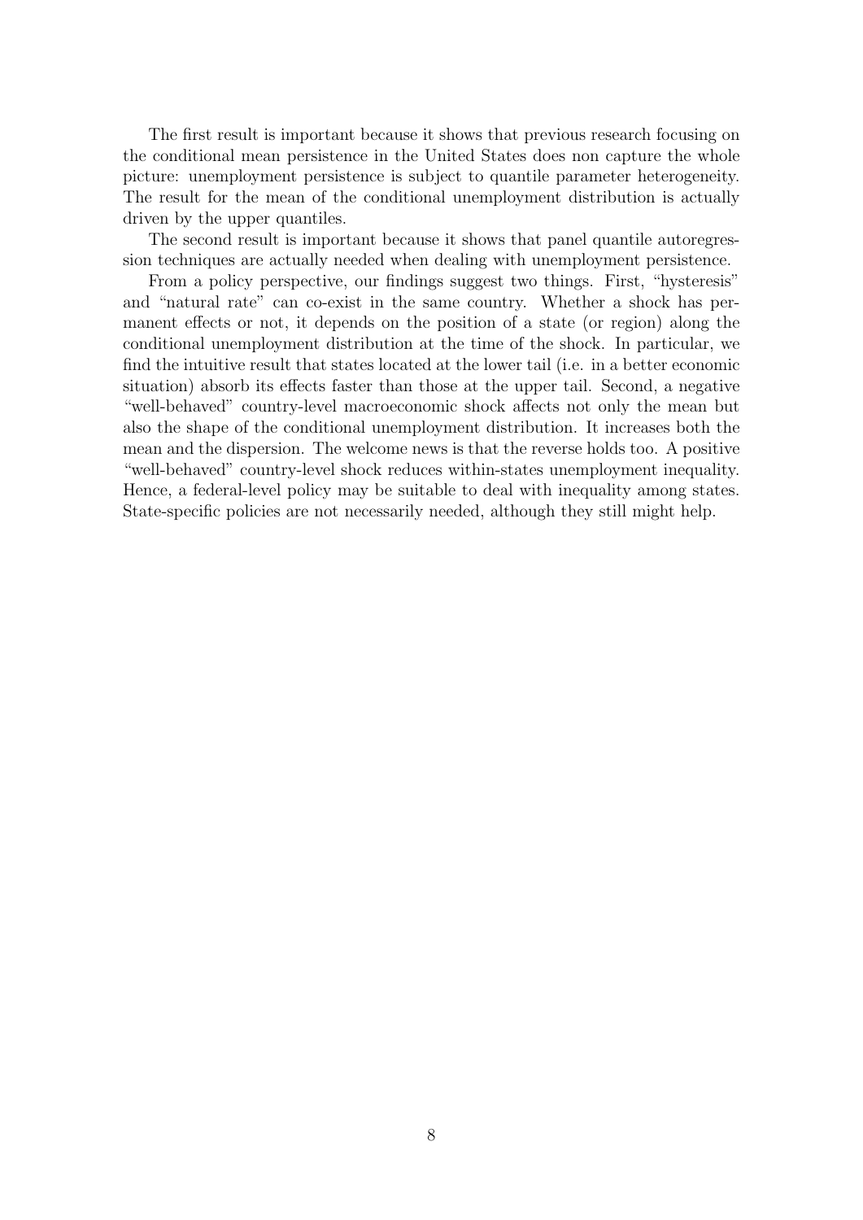The first result is important because it shows that previous research focusing on the conditional mean persistence in the United States does non capture the whole picture: unemployment persistence is subject to quantile parameter heterogeneity. The result for the mean of the conditional unemployment distribution is actually driven by the upper quantiles.

The second result is important because it shows that panel quantile autoregression techniques are actually needed when dealing with unemployment persistence.

From a policy perspective, our findings suggest two things. First, "hysteresis" and "natural rate" can co-exist in the same country. Whether a shock has permanent effects or not, it depends on the position of a state (or region) along the conditional unemployment distribution at the time of the shock. In particular, we find the intuitive result that states located at the lower tail (i.e. in a better economic situation) absorb its effects faster than those at the upper tail. Second, a negative "well-behaved" country-level macroeconomic shock affects not only the mean but also the shape of the conditional unemployment distribution. It increases both the mean and the dispersion. The welcome news is that the reverse holds too. A positive "well-behaved" country-level shock reduces within-states unemployment inequality. Hence, a federal-level policy may be suitable to deal with inequality among states. State-specific policies are not necessarily needed, although they still might help.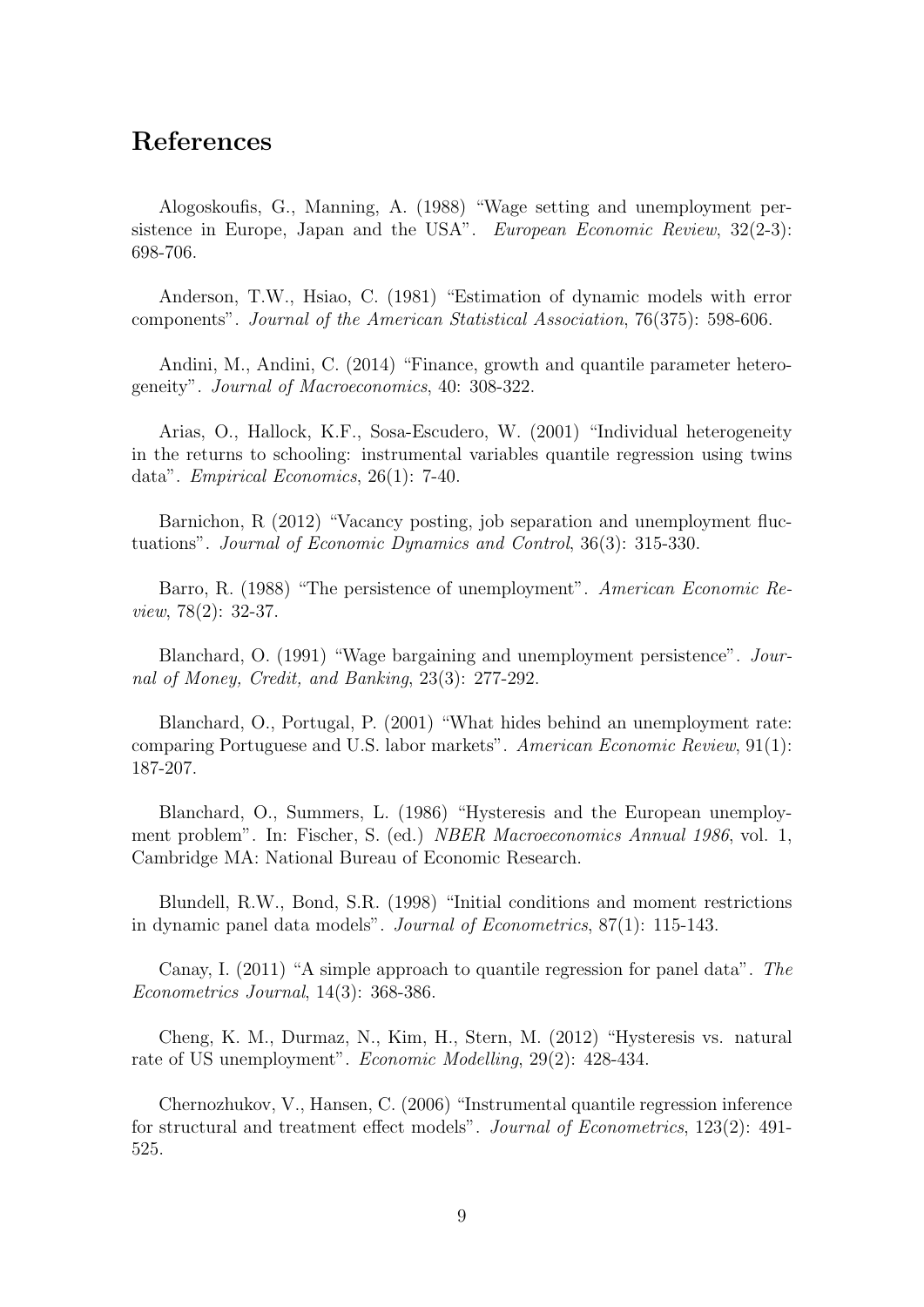# References

Alogoskoufis, G., Manning, A. (1988) "Wage setting and unemployment persistence in Europe, Japan and the USA". *European Economic Review*, 32(2-3): 698-706.

Anderson, T.W., Hsiao, C. (1981) "Estimation of dynamic models with error components". *Journal of the American Statistical Association*, 76(375): 598-606.

Andini, M., Andini, C. (2014) "Finance, growth and quantile parameter heterogeneity". *Journal of Macroeconomics*, 40: 308-322.

Arias, O., Hallock, K.F., Sosa-Escudero, W. (2001) "Individual heterogeneity in the returns to schooling: instrumental variables quantile regression using twins data". *Empirical Economics*, 26(1): 7-40.

Barnichon, R (2012) "Vacancy posting, job separation and unemployment fluctuations". *Journal of Economic Dynamics and Control*, 36(3): 315-330.

Barro, R. (1988) "The persistence of unemployment". *American Economic Review*, 78(2): 32-37.

Blanchard, O. (1991) "Wage bargaining and unemployment persistence". *Journal of Money, Credit, and Banking*, 23(3): 277-292.

Blanchard, O., Portugal, P. (2001) "What hides behind an unemployment rate: comparing Portuguese and U.S. labor markets". *American Economic Review*, 91(1): 187-207.

Blanchard, O., Summers, L. (1986) "Hysteresis and the European unemployment problem". In: Fischer, S. (ed.) *NBER Macroeconomics Annual 1986*, vol. 1, Cambridge MA: National Bureau of Economic Research.

Blundell, R.W., Bond, S.R. (1998) "Initial conditions and moment restrictions in dynamic panel data models". *Journal of Econometrics*, 87(1): 115-143.

Canay, I. (2011) "A simple approach to quantile regression for panel data". *The Econometrics Journal*, 14(3): 368-386.

Cheng, K. M., Durmaz, N., Kim, H., Stern, M. (2012) "Hysteresis vs. natural rate of US unemployment". *Economic Modelling*, 29(2): 428-434.

Chernozhukov, V., Hansen, C. (2006) "Instrumental quantile regression inference for structural and treatment effect models". *Journal of Econometrics*, 123(2): 491-525.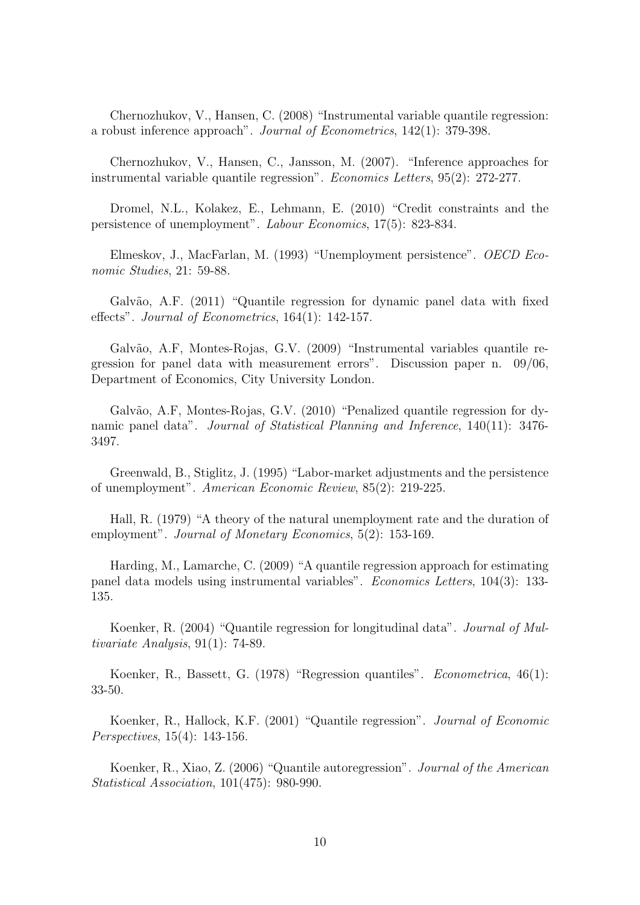Chernozhukov, V., Hansen, C. (2008) “Instrumental variable quantile regression: a robust inference approach”. *Journal of Econometrics*, 142(1): 379-398.

Chernozhukov, V., Hansen, C., Jansson, M. (2007). “Inference approaches for instrumental variable quantile regression”. *Economics Letters*, 95(2): 272-277.

Dromel, N.L., Kolakez, E., Lehmann, E. (2010) “Credit constraints and the persistence of unemployment”. *Labour Economics*, 17(5): 823-834.

Elmeskov, J., MacFarlan, M. (1993) “Unemployment persistence”. *OECD Economic Studies*, 21: 59-88.

Galvão, A.F. (2011) “Quantile regression for dynamic panel data with fixed effects”. *Journal of Econometrics*, 164(1): 142-157.

Galvão, A.F, Montes-Rojas, G.V. (2009) “Instrumental variables quantile regression for panel data with measurement errors”. Discussion paper n. 09/06, Department of Economics, City University London.

Galvão, A.F, Montes-Rojas, G.V. (2010) “Penalized quantile regression for dynamic panel data”. *Journal of Statistical Planning and Inference*, 140(11): 3476-3497.

Greenwald, B., Stiglitz, J. (1995) “Labor-market adjustments and the persistence of unemployment”. *American Economic Review*, 85(2): 219-225.

Hall, R. (1979) “A theory of the natural unemployment rate and the duration of employment”. *Journal of Monetary Economics*, 5(2): 153-169.

Harding, M., Lamarche, C. (2009) “A quantile regression approach for estimating panel data models using instrumental variables”. *Economics Letters*, 104(3): 133-135.

Koenker, R. (2004) “Quantile regression for longitudinal data”. *Journal of Multivariate Analysis*, 91(1): 74-89.

Koenker, R., Bassett, G. (1978) “Regression quantiles”. *Econometrica*, 46(1): 33-50.

Koenker, R., Hallock, K.F. (2001) “Quantile regression”. *Journal of Economic Perspectives*, 15(4): 143-156.

Koenker, R., Xiao, Z. (2006) “Quantile autoregression”. *Journal of the American Statistical Association*, 101(475): 980-990.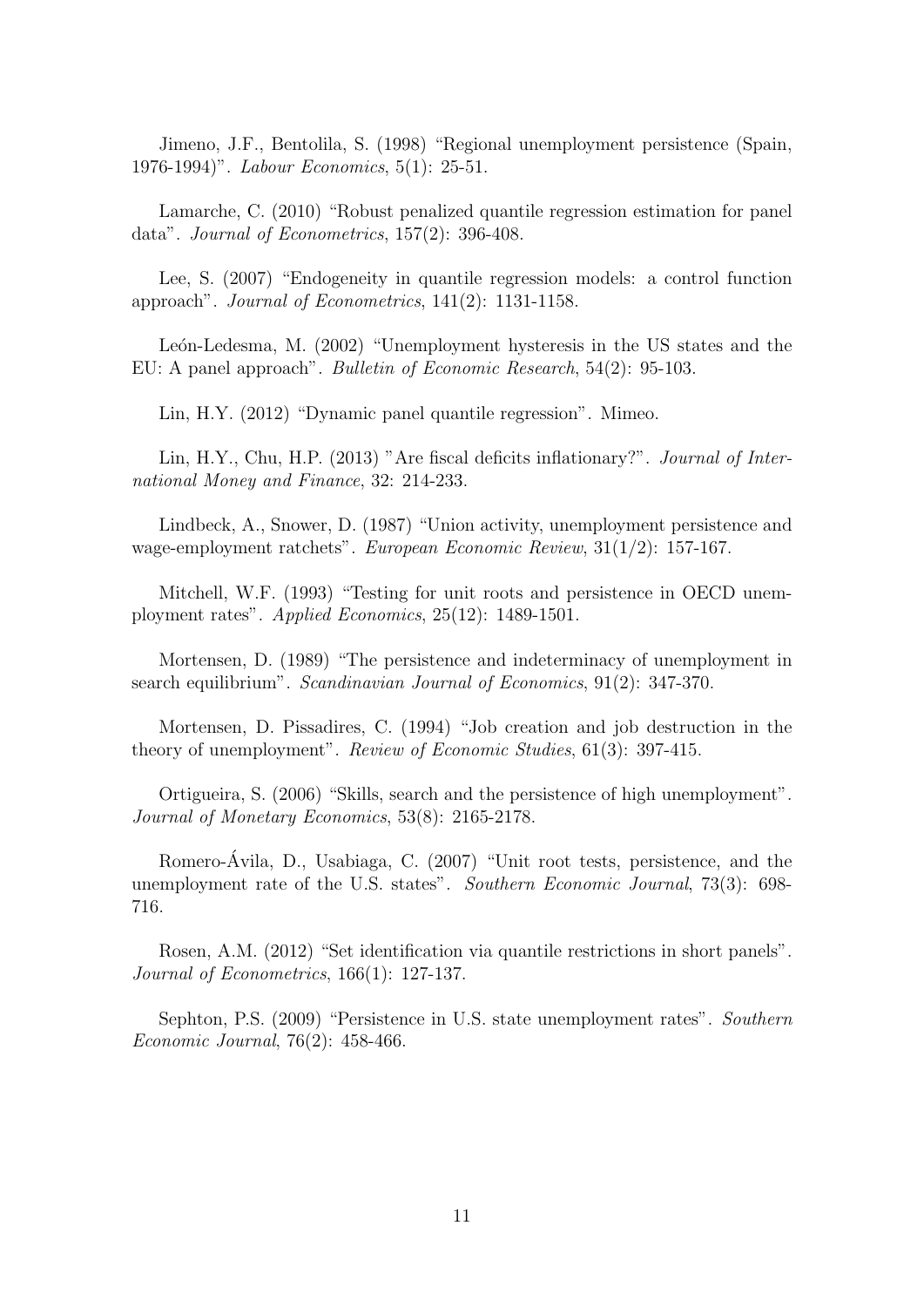Jimeno, J.F., Bentolila, S. (1998) “Regional unemployment persistence (Spain, 1976-1994)”. *Labour Economics*, 5(1): 25-51.

Lamarche, C. (2010) “Robust penalized quantile regression estimation for panel data”. *Journal of Econometrics*, 157(2): 396-408.

Lee, S. (2007) “Endogeneity in quantile regression models: a control function approach”. *Journal of Econometrics*, 141(2): 1131-1158.

León-Ledesma, M. (2002) “Unemployment hysteresis in the US states and the EU: A panel approach”. *Bulletin of Economic Research*, 54(2): 95-103.

Lin, H.Y. (2012) “Dynamic panel quantile regression”. Mimeo.

Lin, H.Y., Chu, H.P. (2013) ”Are fiscal deficits inflationary?”. *Journal of International Money and Finance*, 32: 214-233.

Lindbeck, A., Snower, D. (1987) “Union activity, unemployment persistence and wage-employment ratchets”. *European Economic Review*, 31(1/2): 157-167.

Mitchell, W.F. (1993) “Testing for unit roots and persistence in OECD unemployment rates”. *Applied Economics*, 25(12): 1489-1501.

Mortensen, D. (1989) “The persistence and indeterminacy of unemployment in search equilibrium”. *Scandinavian Journal of Economics*, 91(2): 347-370.

Mortensen, D. Pissadires, C. (1994) “Job creation and job destruction in the theory of unemployment”. *Review of Economic Studies*, 61(3): 397-415.

Ortigueira, S. (2006) “Skills, search and the persistence of high unemployment”. *Journal of Monetary Economics*, 53(8): 2165-2178.

Romero-Ávila, D., Usabiaga, C. (2007) “Unit root tests, persistence, and the unemployment rate of the U.S. states”. *Southern Economic Journal*, 73(3): 698-716.

Rosen, A.M. (2012) “Set identification via quantile restrictions in short panels”. *Journal of Econometrics*, 166(1): 127-137.

Sephton, P.S. (2009) “Persistence in U.S. state unemployment rates”. *Southern Economic Journal*, 76(2): 458-466.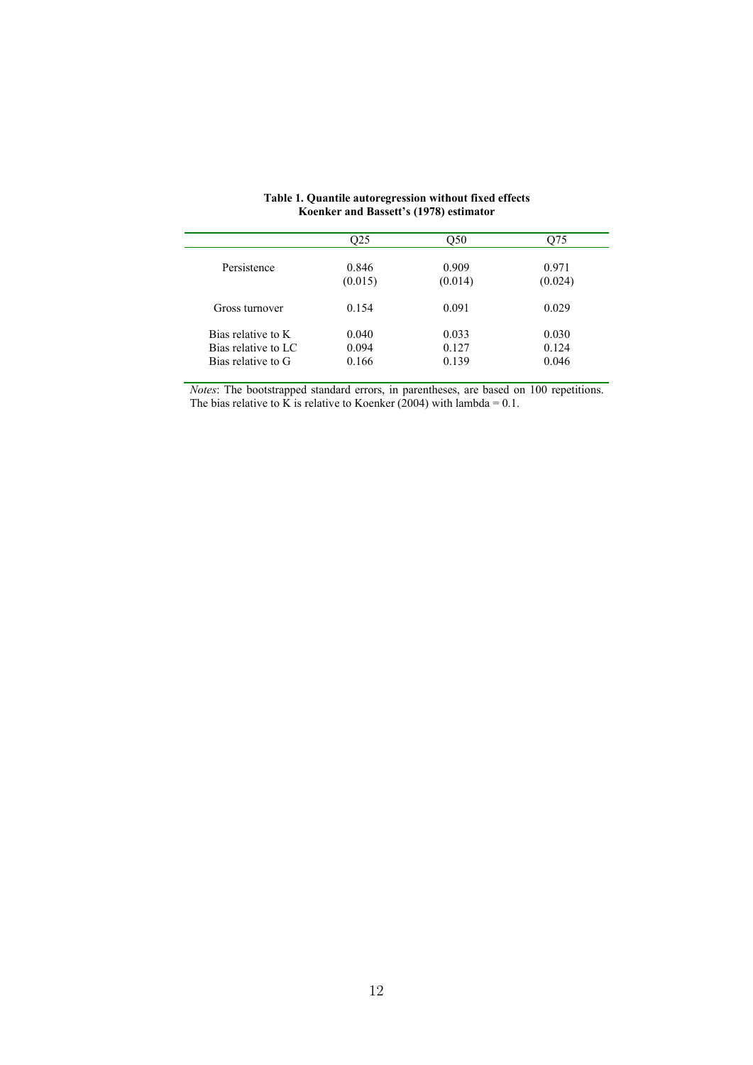**Table 1. Quantile autoregression without fixed effects**
**Koenker and Bassett's (1978) estimator**

| | Q25 | Q50 | Q75 |
|---|---|---|---|
| Persistence | 0.846 | 0.909 | 0.971 |
| | (0.015) | (0.014) | (0.024) |
| Gross turnover | 0.154 | 0.091 | 0.029 |
| Bias relative to K | 0.040 | 0.033 | 0.030 |
| Bias relative to LC | 0.094 | 0.127 | 0.124 |
| Bias relative to G | 0.166 | 0.139 | 0.046 |

*Notes*: The bootstrapped standard errors, in parentheses, are based on 100 repetitions. The bias relative to K is relative to Koenker (2004) with lambda = 0.1.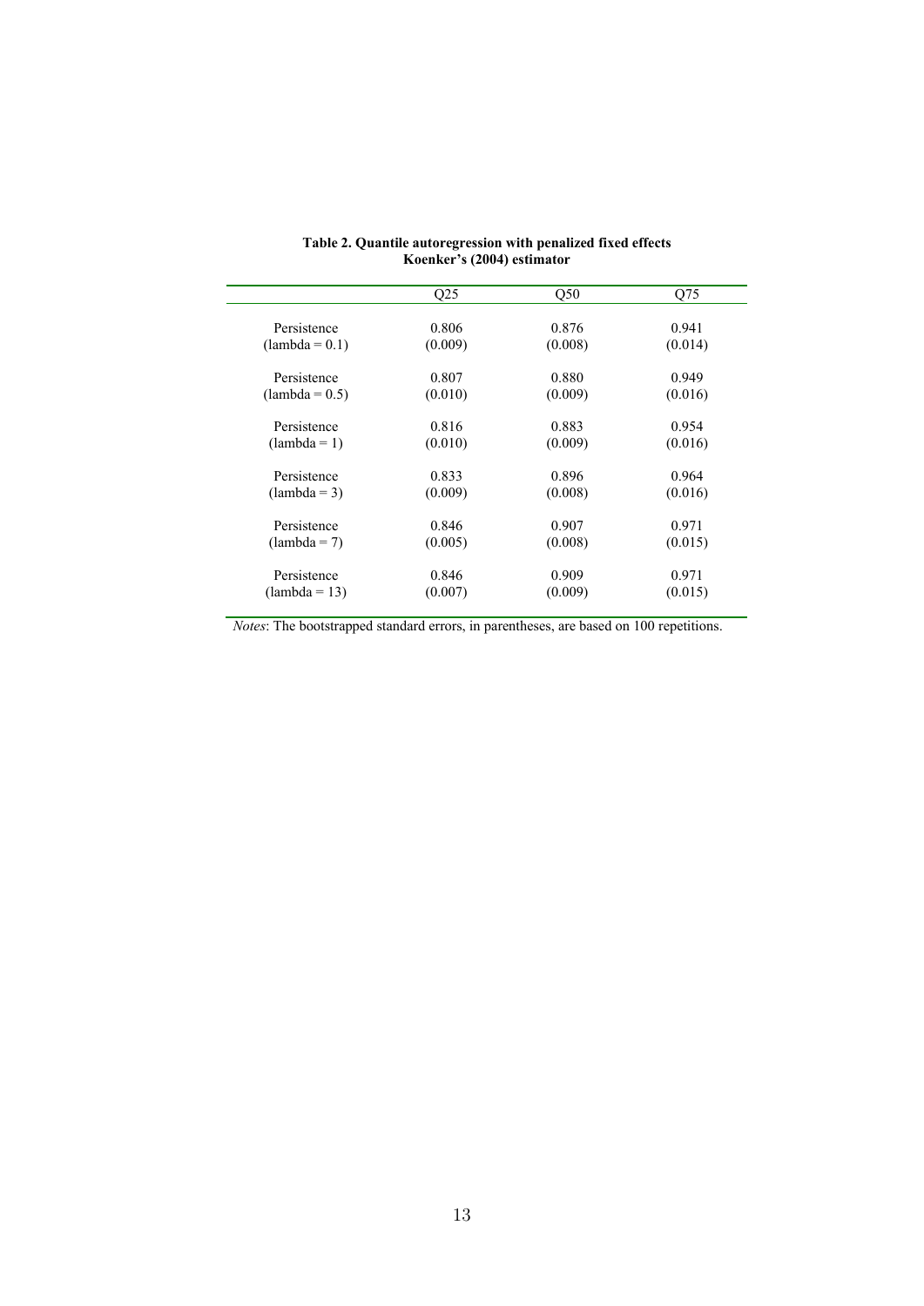**Table 2. Quantile autoregression with penalized fixed effects**
**Koenker's (2004) estimator**

| | Q25 | Q50 | Q75 |
|---|---|---|---|
| Persistence | 0.806 | 0.876 | 0.941 |
| (lambda = 0.1) | (0.009) | (0.008) | (0.014) |
| Persistence | 0.807 | 0.880 | 0.949 |
| (lambda = 0.5) | (0.010) | (0.009) | (0.016) |
| Persistence | 0.816 | 0.883 | 0.954 |
| (lambda = 1) | (0.010) | (0.009) | (0.016) |
| Persistence | 0.833 | 0.896 | 0.964 |
| (lambda = 3) | (0.009) | (0.008) | (0.016) |
| Persistence | 0.846 | 0.907 | 0.971 |
| (lambda = 7) | (0.005) | (0.008) | (0.015) |
| Persistence | 0.846 | 0.909 | 0.971 |
| (lambda = 13) | (0.007) | (0.009) | (0.015) |

*Notes*: The bootstrapped standard errors, in parentheses, are based on 100 repetitions.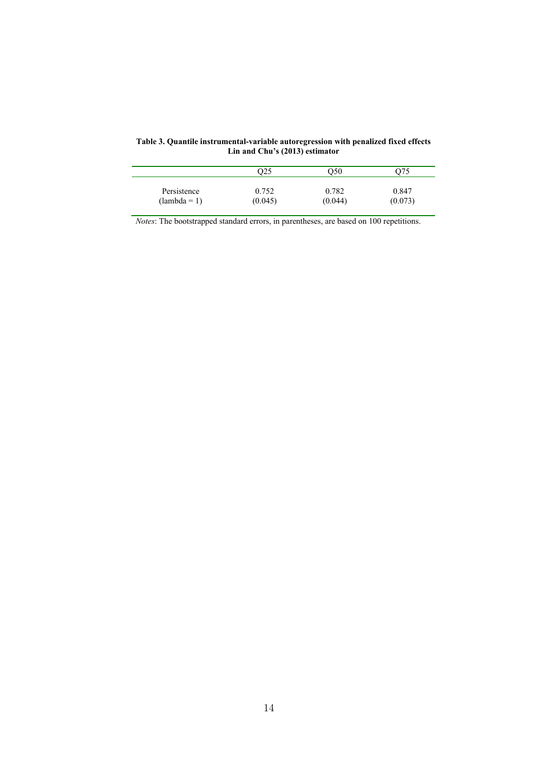**Table 3. Quantile instrumental-variable autoregression with penalized fixed effects Lin and Chu's (2013) estimator**

| | Q25 | Q50 | Q75 |
|---|---|---|---|
| Persistence<br>(lambda = 1) | 0.752<br>(0.045) | 0.782<br>(0.044) | 0.847<br>(0.073) |

*Notes*: The bootstrapped standard errors, in parentheses, are based on 100 repetitions.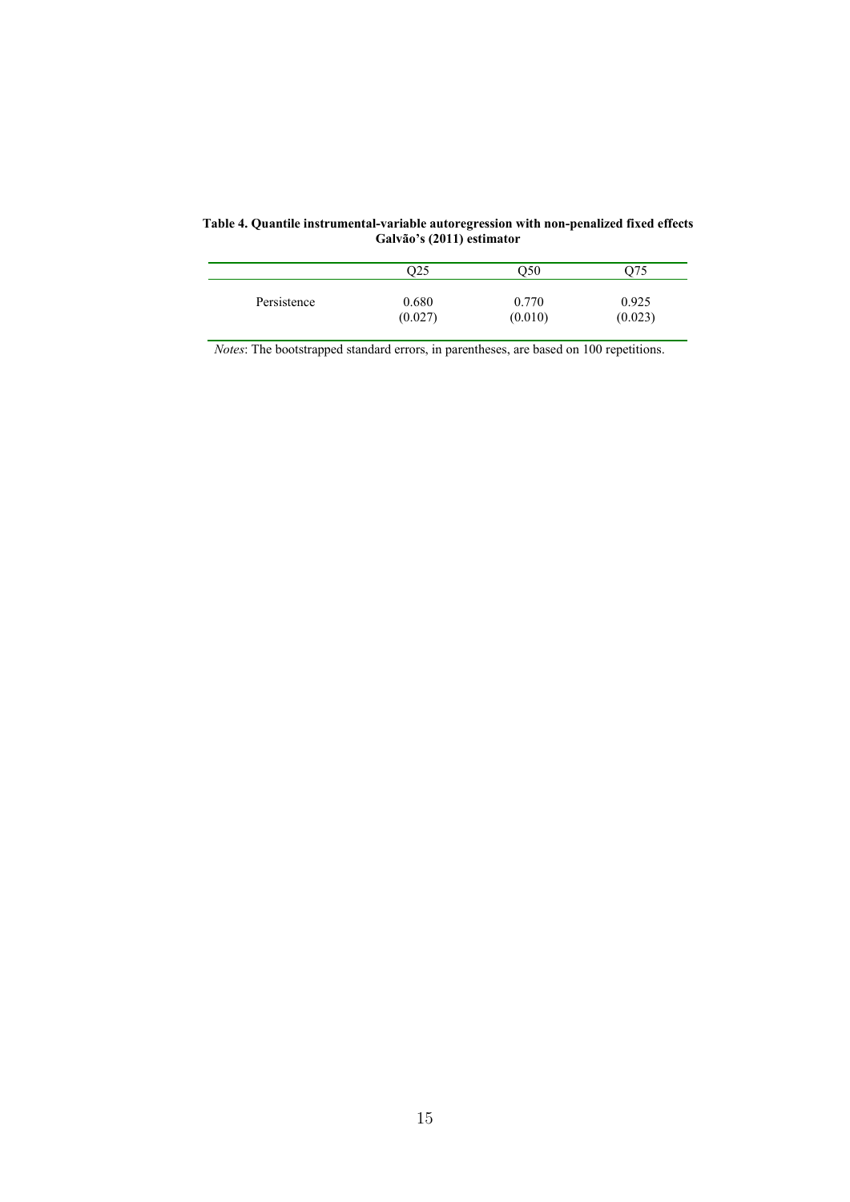**Table 4. Quantile instrumental-variable autoregression with non-penalized fixed effects Galvão's (2011) estimator**

| | Q25 | Q50 | Q75 |
|---|---|---|---|
| Persistence | 0.680 | 0.770 | 0.925 |
| | (0.027) | (0.010) | (0.023) |

*Notes*: The bootstrapped standard errors, in parentheses, are based on 100 repetitions.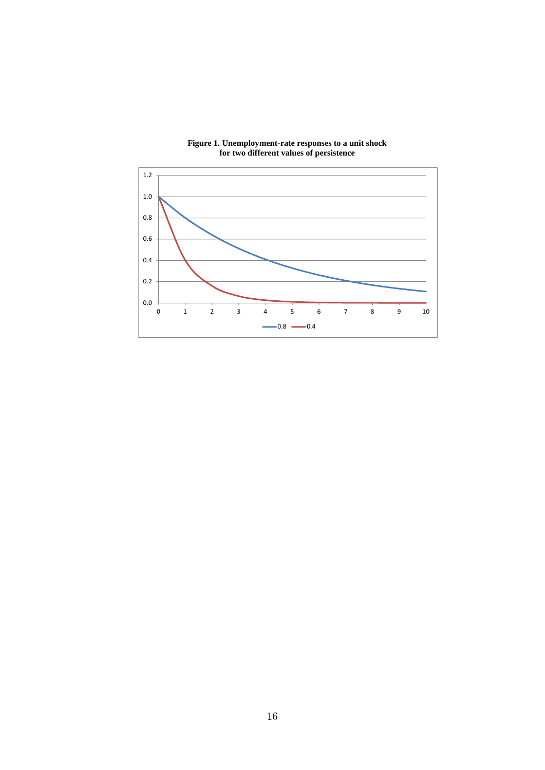**Figure 1. Unemployment-rate responses to a unit shock for two different values of persistence**

1.2
1.0
0.8
0.6
0.4
0.2
0.0

0 1 2 3 4 5 6 7 8 9 10

0.8 0.4